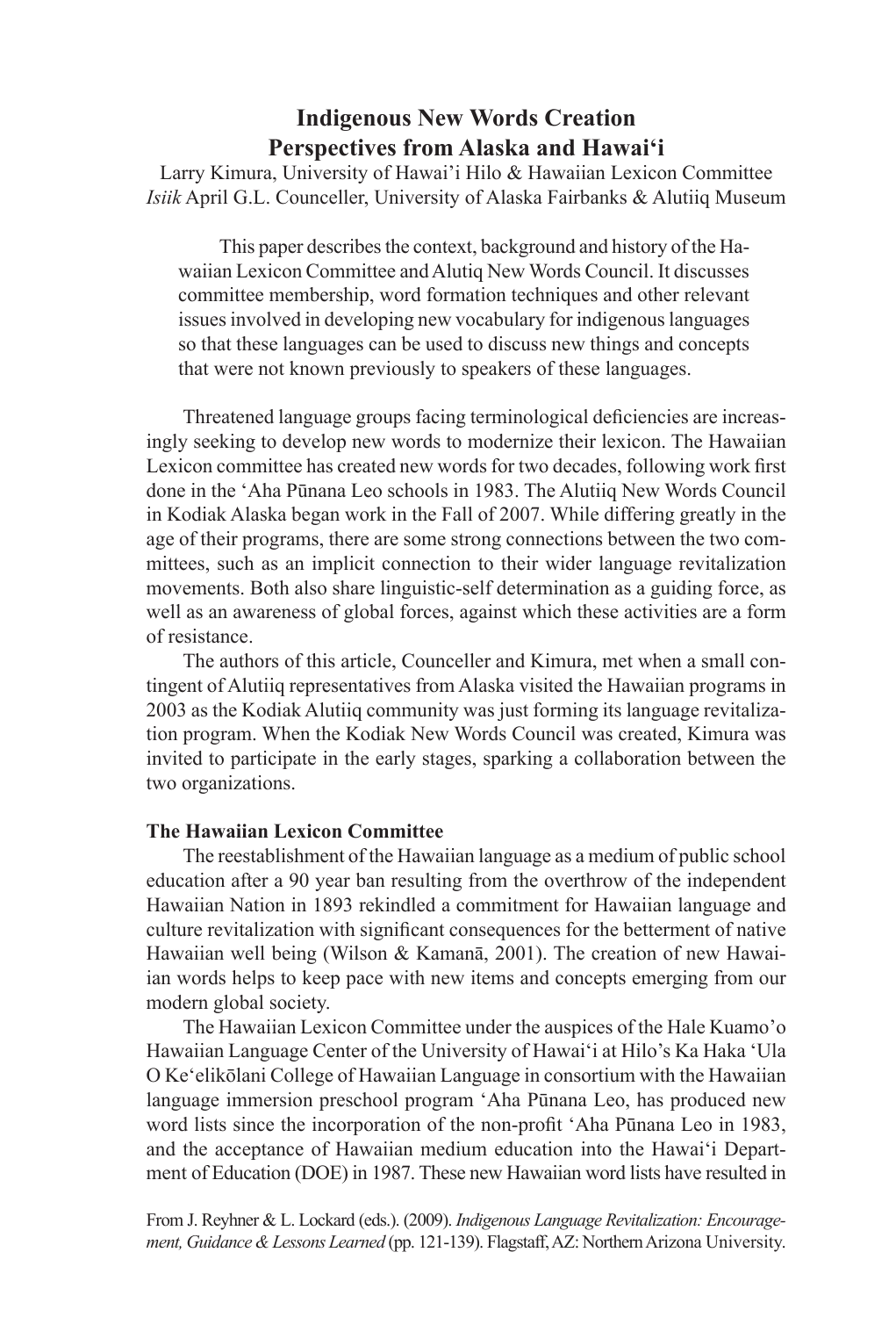# Indigenous New Words Creation
## Perspectives from Alaska and Hawai‘i

Larry Kimura, University of Hawai’i Hilo & Hawaiian Lexicon Committee
*Isiik* April G.L. Counceller, University of Alaska Fairbanks & Alutiiq Museum

> This paper describes the context, background and history of the Hawaiian Lexicon Committee and Alutiq New Words Council. It discusses committee membership, word formation techniques and other relevant issues involved in developing new vocabulary for indigenous languages so that these languages can be used to discuss new things and concepts that were not known previously to speakers of these languages.

Threatened language groups facing terminological deficiencies are increasingly seeking to develop new words to modernize their lexicon. The Hawaiian Lexicon committee has created new words for two decades, following work first done in the ‘Aha Pūnana Leo schools in 1983. The Alutiiq New Words Council in Kodiak Alaska began work in the Fall of 2007. While differing greatly in the age of their programs, there are some strong connections between the two committees, such as an implicit connection to their wider language revitalization movements. Both also share linguistic-self determination as a guiding force, as well as an awareness of global forces, against which these activities are a form of resistance.

The authors of this article, Counceller and Kimura, met when a small contingent of Alutiiq representatives from Alaska visited the Hawaiian programs in 2003 as the Kodiak Alutiiq community was just forming its language revitalization program. When the Kodiak New Words Council was created, Kimura was invited to participate in the early stages, sparking a collaboration between the two organizations.

**The Hawaiian Lexicon Committee**

The reestablishment of the Hawaiian language as a medium of public school education after a 90 year ban resulting from the overthrow of the independent Hawaiian Nation in 1893 rekindled a commitment for Hawaiian language and culture revitalization with significant consequences for the betterment of native Hawaiian well being (Wilson & Kamanā, 2001). The creation of new Hawaiian words helps to keep pace with new items and concepts emerging from our modern global society.

The Hawaiian Lexicon Committee under the auspices of the Hale Kuamo’o Hawaiian Language Center of the University of Hawai‘i at Hilo’s Ka Haka ‘Ula O Ke‘elikōlani College of Hawaiian Language in consortium with the Hawaiian language immersion preschool program ‘Aha Pūnana Leo, has produced new word lists since the incorporation of the non-profit ‘Aha Pūnana Leo in 1983, and the acceptance of Hawaiian medium education into the Hawai‘i Department of Education (DOE) in 1987. These new Hawaiian word lists have resulted in

From J. Reyhner & L. Lockard (eds.). (2009). *Indigenous Language Revitalization: Encouragement, Guidance & Lessons Learned* (pp. 121-139). Flagstaff, AZ: Northern Arizona University.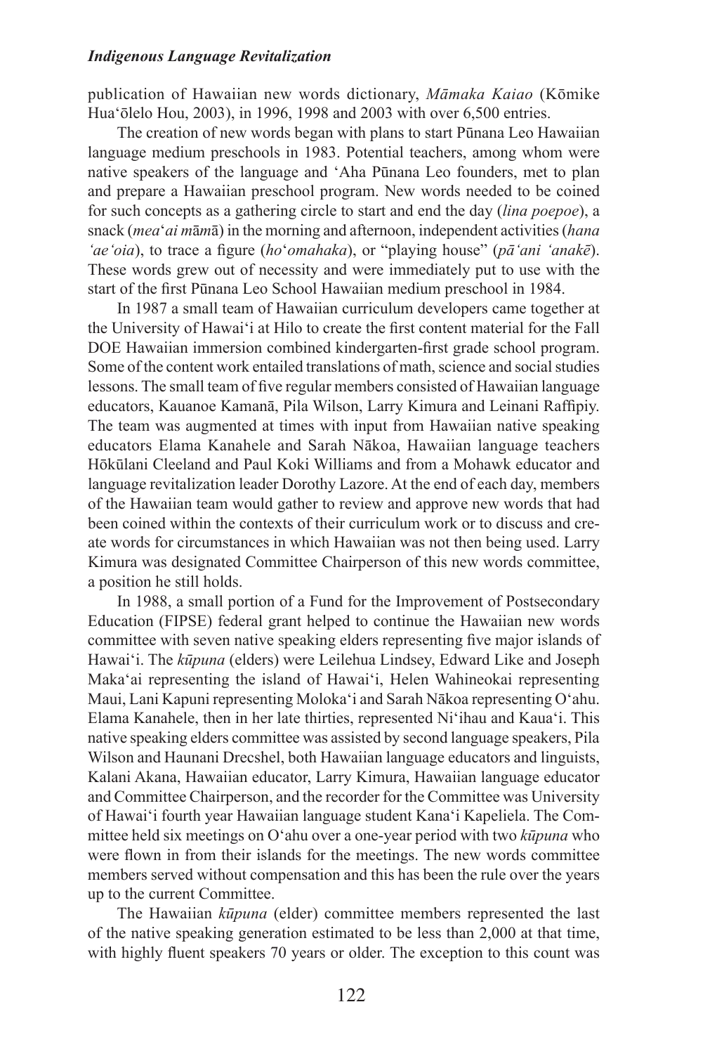publication of Hawaiian new words dictionary, *Māmaka Kaiao* (Kōmike Hua'ōlelo Hou, 2003), in 1996, 1998 and 2003 with over 6,500 entries.

The creation of new words began with plans to start Pūnana Leo Hawaiian language medium preschools in 1983. Potential teachers, among whom were native speakers of the language and 'Aha Pūnana Leo founders, met to plan and prepare a Hawaiian preschool program. New words needed to be coined for such concepts as a gathering circle to start and end the day (*lina poepoe*), a snack (*mea'ai māmā*) in the morning and afternoon, independent activities (*hana 'ae'oia*), to trace a figure (*ho'omahaka*), or "playing house" (*pā'ani 'anakē*). These words grew out of necessity and were immediately put to use with the start of the first Pūnana Leo School Hawaiian medium preschool in 1984.

In 1987 a small team of Hawaiian curriculum developers came together at the University of Hawai'i at Hilo to create the first content material for the Fall DOE Hawaiian immersion combined kindergarten-first grade school program. Some of the content work entailed translations of math, science and social studies lessons. The small team of five regular members consisted of Hawaiian language educators, Kauanoe Kamanā, Pila Wilson, Larry Kimura and Leinani Raffipiy. The team was augmented at times with input from Hawaiian native speaking educators Elama Kanahele and Sarah Nākoa, Hawaiian language teachers Hōkūlani Cleeland and Paul Koki Williams and from a Mohawk educator and language revitalization leader Dorothy Lazore. At the end of each day, members of the Hawaiian team would gather to review and approve new words that had been coined within the contexts of their curriculum work or to discuss and create words for circumstances in which Hawaiian was not then being used. Larry Kimura was designated Committee Chairperson of this new words committee, a position he still holds.

In 1988, a small portion of a Fund for the Improvement of Postsecondary Education (FIPSE) federal grant helped to continue the Hawaiian new words committee with seven native speaking elders representing five major islands of Hawai'i. The *kūpuna* (elders) were Leilehua Lindsey, Edward Like and Joseph Maka'ai representing the island of Hawai'i, Helen Wahineokai representing Maui, Lani Kapuni representing Moloka'i and Sarah Nākoa representing O'ahu. Elama Kanahele, then in her late thirties, represented Ni'ihau and Kaua'i. This native speaking elders committee was assisted by second language speakers, Pila Wilson and Haunani Drecshel, both Hawaiian language educators and linguists, Kalani Akana, Hawaiian educator, Larry Kimura, Hawaiian language educator and Committee Chairperson, and the recorder for the Committee was University of Hawai'i fourth year Hawaiian language student Kana'i Kapeliela. The Committee held six meetings on O'ahu over a one-year period with two *kūpuna* who were flown in from their islands for the meetings. The new words committee members served without compensation and this has been the rule over the years up to the current Committee.

The Hawaiian *kūpuna* (elder) committee members represented the last of the native speaking generation estimated to be less than 2,000 at that time, with highly fluent speakers 70 years or older. The exception to this count was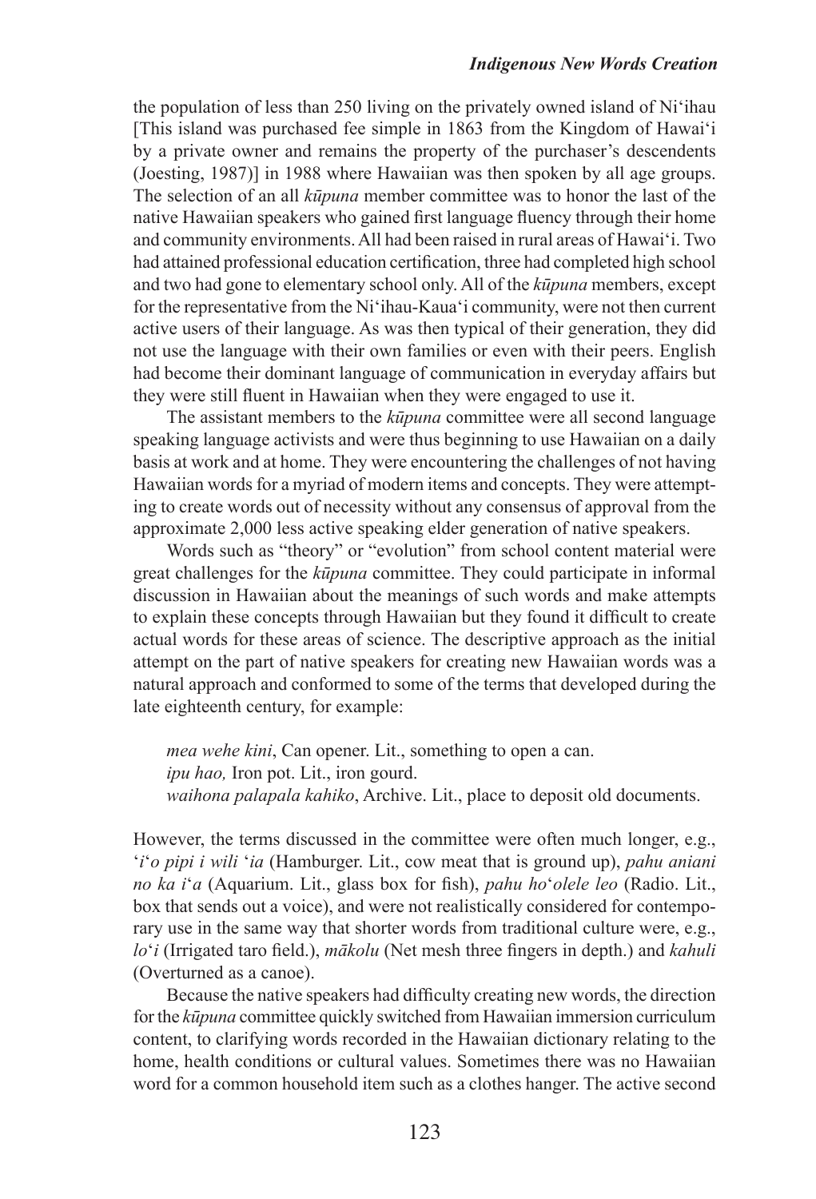the population of less than 250 living on the privately owned island of Ni'ihau [This island was purchased fee simple in 1863 from the Kingdom of Hawai'i by a private owner and remains the property of the purchaser's descendents (Joesting, 1987)] in 1988 where Hawaiian was then spoken by all age groups. The selection of an all *kūpuna* member committee was to honor the last of the native Hawaiian speakers who gained first language fluency through their home and community environments. All had been raised in rural areas of Hawai'i. Two had attained professional education certification, three had completed high school and two had gone to elementary school only. All of the *kūpuna* members, except for the representative from the Ni'ihau-Kaua'i community, were not then current active users of their language. As was then typical of their generation, they did not use the language with their own families or even with their peers. English had become their dominant language of communication in everyday affairs but they were still fluent in Hawaiian when they were engaged to use it.

The assistant members to the *kūpuna* committee were all second language speaking language activists and were thus beginning to use Hawaiian on a daily basis at work and at home. They were encountering the challenges of not having Hawaiian words for a myriad of modern items and concepts. They were attempting to create words out of necessity without any consensus of approval from the approximate 2,000 less active speaking elder generation of native speakers.

Words such as "theory" or "evolution" from school content material were great challenges for the *kūpuna* committee. They could participate in informal discussion in Hawaiian about the meanings of such words and make attempts to explain these concepts through Hawaiian but they found it difficult to create actual words for these areas of science. The descriptive approach as the initial attempt on the part of native speakers for creating new Hawaiian words was a natural approach and conformed to some of the terms that developed during the late eighteenth century, for example:

> *mea wehe kini*, Can opener. Lit., something to open a can.
> *ipu hao,* Iron pot. Lit., iron gourd.
> *waihona palapala kahiko*, Archive. Lit., place to deposit old documents.

However, the terms discussed in the committee were often much longer, e.g., *'i'o pipi i wili 'ia* (Hamburger. Lit., cow meat that is ground up), *pahu aniani no ka i'a* (Aquarium. Lit., glass box for fish), *pahu ho'olele leo* (Radio. Lit., box that sends out a voice), and were not realistically considered for contemporary use in the same way that shorter words from traditional culture were, e.g., *lo'i* (Irrigated taro field.), *mākolu* (Net mesh three fingers in depth.) and *kahuli* (Overturned as a canoe).

Because the native speakers had difficulty creating new words, the direction for the *kūpuna* committee quickly switched from Hawaiian immersion curriculum content, to clarifying words recorded in the Hawaiian dictionary relating to the home, health conditions or cultural values. Sometimes there was no Hawaiian word for a common household item such as a clothes hanger. The active second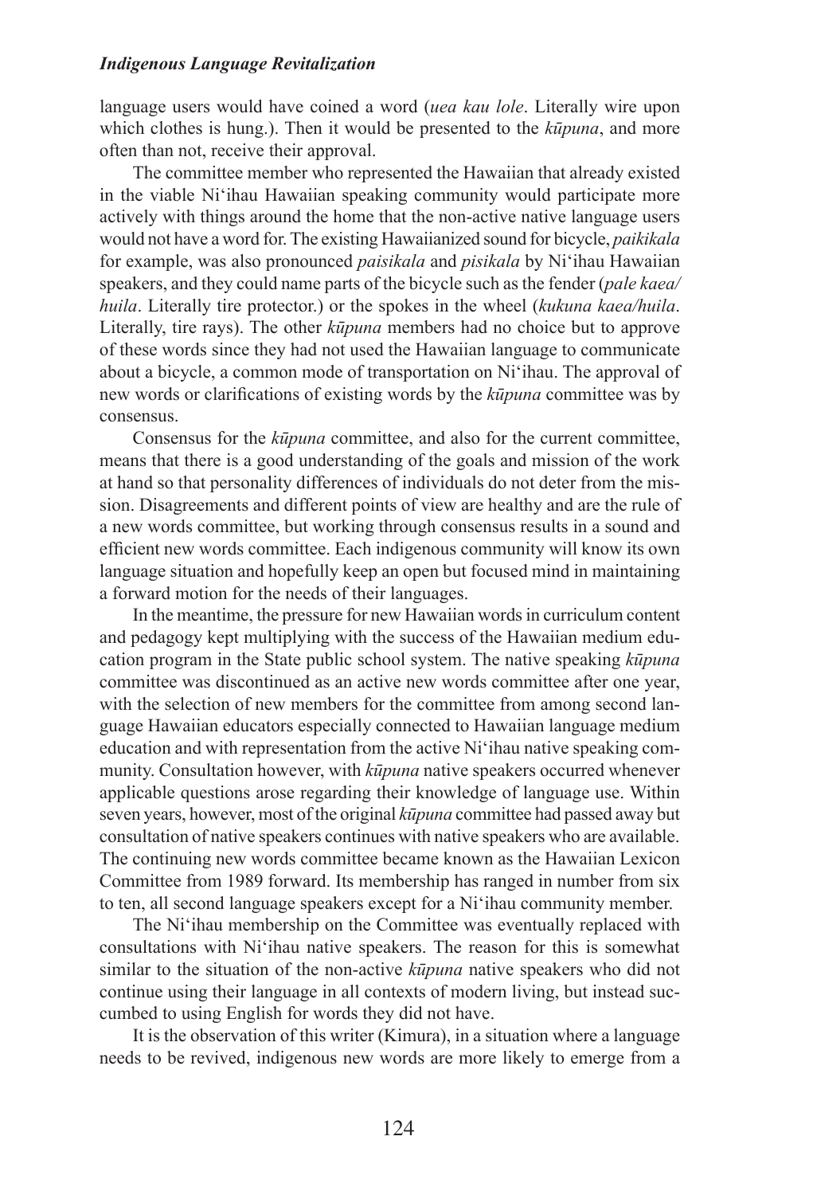language users would have coined a word (*uea kau lole*. Literally wire upon which clothes is hung.). Then it would be presented to the *kūpuna*, and more often than not, receive their approval.

The committee member who represented the Hawaiian that already existed in the viable Ni'ihau Hawaiian speaking community would participate more actively with things around the home that the non-active native language users would not have a word for. The existing Hawaiianized sound for bicycle, *paikikala* for example, was also pronounced *paisikala* and *pisikala* by Ni'ihau Hawaiian speakers, and they could name parts of the bicycle such as the fender (*pale kaea/huila*. Literally tire protector.) or the spokes in the wheel (*kukuna kaea/huila*. Literally, tire rays). The other *kūpuna* members had no choice but to approve of these words since they had not used the Hawaiian language to communicate about a bicycle, a common mode of transportation on Ni'ihau. The approval of new words or clarifications of existing words by the *kūpuna* committee was by consensus.

Consensus for the *kūpuna* committee, and also for the current committee, means that there is a good understanding of the goals and mission of the work at hand so that personality differences of individuals do not deter from the mission. Disagreements and different points of view are healthy and are the rule of a new words committee, but working through consensus results in a sound and efficient new words committee. Each indigenous community will know its own language situation and hopefully keep an open but focused mind in maintaining a forward motion for the needs of their languages.

In the meantime, the pressure for new Hawaiian words in curriculum content and pedagogy kept multiplying with the success of the Hawaiian medium education program in the State public school system. The native speaking *kūpuna* committee was discontinued as an active new words committee after one year, with the selection of new members for the committee from among second language Hawaiian educators especially connected to Hawaiian language medium education and with representation from the active Ni'ihau native speaking community. Consultation however, with *kūpuna* native speakers occurred whenever applicable questions arose regarding their knowledge of language use. Within seven years, however, most of the original *kūpuna* committee had passed away but consultation of native speakers continues with native speakers who are available. The continuing new words committee became known as the Hawaiian Lexicon Committee from 1989 forward. Its membership has ranged in number from six to ten, all second language speakers except for a Ni'ihau community member.

The Ni'ihau membership on the Committee was eventually replaced with consultations with Ni'ihau native speakers. The reason for this is somewhat similar to the situation of the non-active *kūpuna* native speakers who did not continue using their language in all contexts of modern living, but instead succumbed to using English for words they did not have.

It is the observation of this writer (Kimura), in a situation where a language needs to be revived, indigenous new words are more likely to emerge from a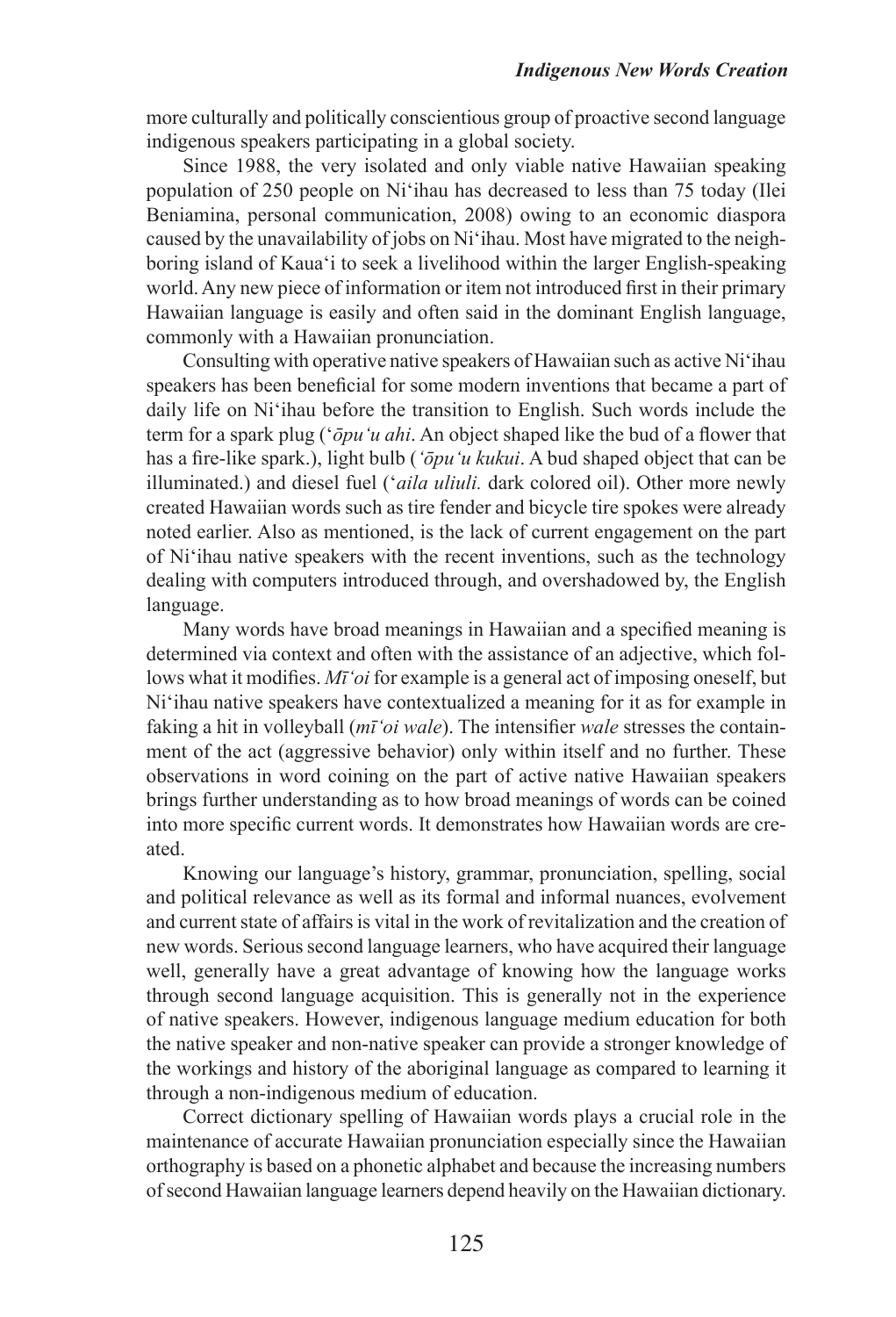more culturally and politically conscientious group of proactive second language indigenous speakers participating in a global society.

Since 1988, the very isolated and only viable native Hawaiian speaking population of 250 people on Niʻihau has decreased to less than 75 today (Ilei Beniamina, personal communication, 2008) owing to an economic diaspora caused by the unavailability of jobs on Niʻihau. Most have migrated to the neighboring island of Kauaʻi to seek a livelihood within the larger English-speaking world. Any new piece of information or item not introduced first in their primary Hawaiian language is easily and often said in the dominant English language, commonly with a Hawaiian pronunciation.

Consulting with operative native speakers of Hawaiian such as active Niʻihau speakers has been beneficial for some modern inventions that became a part of daily life on Niʻihau before the transition to English. Such words include the term for a spark plug (*ʻōpuʻu ahi*. An object shaped like the bud of a flower that has a fire-like spark.), light bulb (*ʻōpuʻu kukui*. A bud shaped object that can be illuminated.) and diesel fuel (*ʻaila uliuli.* dark colored oil). Other more newly created Hawaiian words such as tire fender and bicycle tire spokes were already noted earlier. Also as mentioned, is the lack of current engagement on the part of Niʻihau native speakers with the recent inventions, such as the technology dealing with computers introduced through, and overshadowed by, the English language.

Many words have broad meanings in Hawaiian and a specified meaning is determined via context and often with the assistance of an adjective, which follows what it modifies. *Mīʻoi* for example is a general act of imposing oneself, but Niʻihau native speakers have contextualized a meaning for it as for example in faking a hit in volleyball (*mīʻoi wale*). The intensifier *wale* stresses the containment of the act (aggressive behavior) only within itself and no further. These observations in word coining on the part of active native Hawaiian speakers brings further understanding as to how broad meanings of words can be coined into more specific current words. It demonstrates how Hawaiian words are created.

Knowing our language's history, grammar, pronunciation, spelling, social and political relevance as well as its formal and informal nuances, evolvement and current state of affairs is vital in the work of revitalization and the creation of new words. Serious second language learners, who have acquired their language well, generally have a great advantage of knowing how the language works through second language acquisition. This is generally not in the experience of native speakers. However, indigenous language medium education for both the native speaker and non-native speaker can provide a stronger knowledge of the workings and history of the aboriginal language as compared to learning it through a non-indigenous medium of education.

Correct dictionary spelling of Hawaiian words plays a crucial role in the maintenance of accurate Hawaiian pronunciation especially since the Hawaiian orthography is based on a phonetic alphabet and because the increasing numbers of second Hawaiian language learners depend heavily on the Hawaiian dictionary.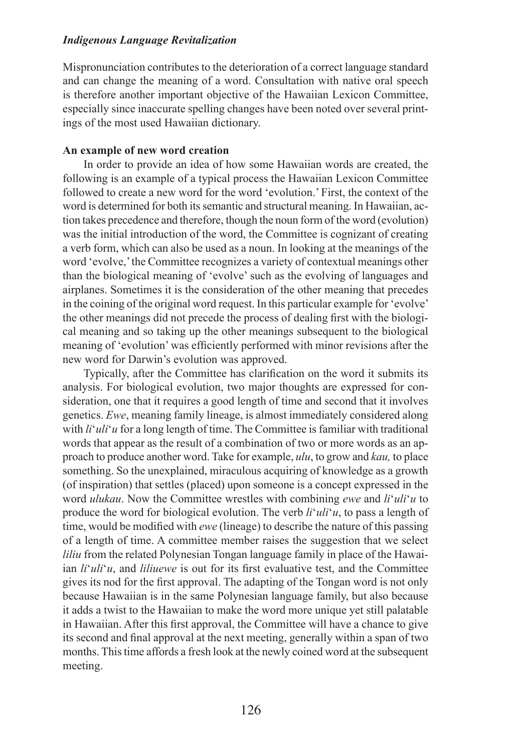Mispronunciation contributes to the deterioration of a correct language standard and can change the meaning of a word. Consultation with native oral speech is therefore another important objective of the Hawaiian Lexicon Committee, especially since inaccurate spelling changes have been noted over several printings of the most used Hawaiian dictionary.

**An example of new word creation**

In order to provide an idea of how some Hawaiian words are created, the following is an example of a typical process the Hawaiian Lexicon Committee followed to create a new word for the word 'evolution.' First, the context of the word is determined for both its semantic and structural meaning. In Hawaiian, action takes precedence and therefore, though the noun form of the word (evolution) was the initial introduction of the word, the Committee is cognizant of creating a verb form, which can also be used as a noun. In looking at the meanings of the word 'evolve,' the Committee recognizes a variety of contextual meanings other than the biological meaning of 'evolve' such as the evolving of languages and airplanes. Sometimes it is the consideration of the other meaning that precedes in the coining of the original word request. In this particular example for 'evolve' the other meanings did not precede the process of dealing first with the biological meaning and so taking up the other meanings subsequent to the biological meaning of 'evolution' was efficiently performed with minor revisions after the new word for Darwin's evolution was approved.

Typically, after the Committee has clarification on the word it submits its analysis. For biological evolution, two major thoughts are expressed for consideration, one that it requires a good length of time and second that it involves genetics. *Ewe*, meaning family lineage, is almost immediately considered along with *li*'*uli*'*u* for a long length of time. The Committee is familiar with traditional words that appear as the result of a combination of two or more words as an approach to produce another word. Take for example, *ulu*, to grow and *kau,* to place something. So the unexplained, miraculous acquiring of knowledge as a growth (of inspiration) that settles (placed) upon someone is a concept expressed in the word *ulukau*. Now the Committee wrestles with combining *ewe* and *li*'*uli*'*u* to produce the word for biological evolution. The verb *li*'*uli*'*u*, to pass a length of time, would be modified with *ewe* (lineage) to describe the nature of this passing of a length of time. A committee member raises the suggestion that we select *liliu* from the related Polynesian Tongan language family in place of the Hawaiian *li*'*uli*'*u*, and *liliuewe* is out for its first evaluative test, and the Committee gives its nod for the first approval. The adapting of the Tongan word is not only because Hawaiian is in the same Polynesian language family, but also because it adds a twist to the Hawaiian to make the word more unique yet still palatable in Hawaiian. After this first approval, the Committee will have a chance to give its second and final approval at the next meeting, generally within a span of two months. This time affords a fresh look at the newly coined word at the subsequent meeting.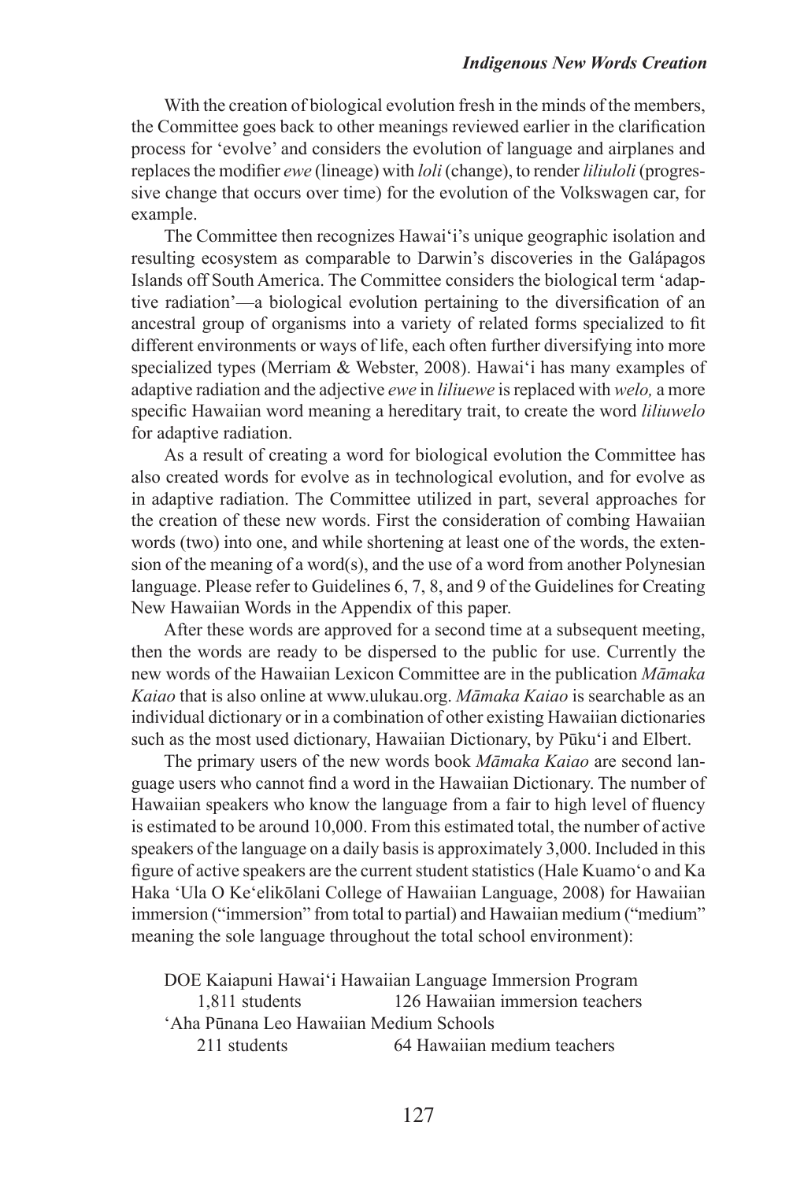With the creation of biological evolution fresh in the minds of the members, the Committee goes back to other meanings reviewed earlier in the clarification process for 'evolve' and considers the evolution of language and airplanes and replaces the modifier *ewe* (lineage) with *loli* (change), to render *liliuloli* (progressive change that occurs over time) for the evolution of the Volkswagen car, for example.

The Committee then recognizes Hawai'i's unique geographic isolation and resulting ecosystem as comparable to Darwin's discoveries in the Galápagos Islands off South America. The Committee considers the biological term 'adaptive radiation'—a biological evolution pertaining to the diversification of an ancestral group of organisms into a variety of related forms specialized to fit different environments or ways of life, each often further diversifying into more specialized types (Merriam & Webster, 2008). Hawai'i has many examples of adaptive radiation and the adjective *ewe* in *liliuewe* is replaced with *welo,* a more specific Hawaiian word meaning a hereditary trait, to create the word *liliuwelo* for adaptive radiation.

As a result of creating a word for biological evolution the Committee has also created words for evolve as in technological evolution, and for evolve as in adaptive radiation. The Committee utilized in part, several approaches for the creation of these new words. First the consideration of combing Hawaiian words (two) into one, and while shortening at least one of the words, the extension of the meaning of a word(s), and the use of a word from another Polynesian language. Please refer to Guidelines 6, 7, 8, and 9 of the Guidelines for Creating New Hawaiian Words in the Appendix of this paper.

After these words are approved for a second time at a subsequent meeting, then the words are ready to be dispersed to the public for use. Currently the new words of the Hawaiian Lexicon Committee are in the publication *Māmaka Kaiao* that is also online at www.ulukau.org. *Māmaka Kaiao* is searchable as an individual dictionary or in a combination of other existing Hawaiian dictionaries such as the most used dictionary, Hawaiian Dictionary, by Pūku'i and Elbert.

The primary users of the new words book *Māmaka Kaiao* are second language users who cannot find a word in the Hawaiian Dictionary. The number of Hawaiian speakers who know the language from a fair to high level of fluency is estimated to be around 10,000. From this estimated total, the number of active speakers of the language on a daily basis is approximately 3,000. Included in this figure of active speakers are the current student statistics (Hale Kuamo'o and Ka Haka 'Ula O Ke'elikōlani College of Hawaiian Language, 2008) for Hawaiian immersion ("immersion" from total to partial) and Hawaiian medium ("medium" meaning the sole language throughout the total school environment):

DOE Kaiapuni Hawai'i Hawaiian Language Immersion Program
- 1,811 students — 126 Hawaiian immersion teachers

'Aha Pūnana Leo Hawaiian Medium Schools
- 211 students — 64 Hawaiian medium teachers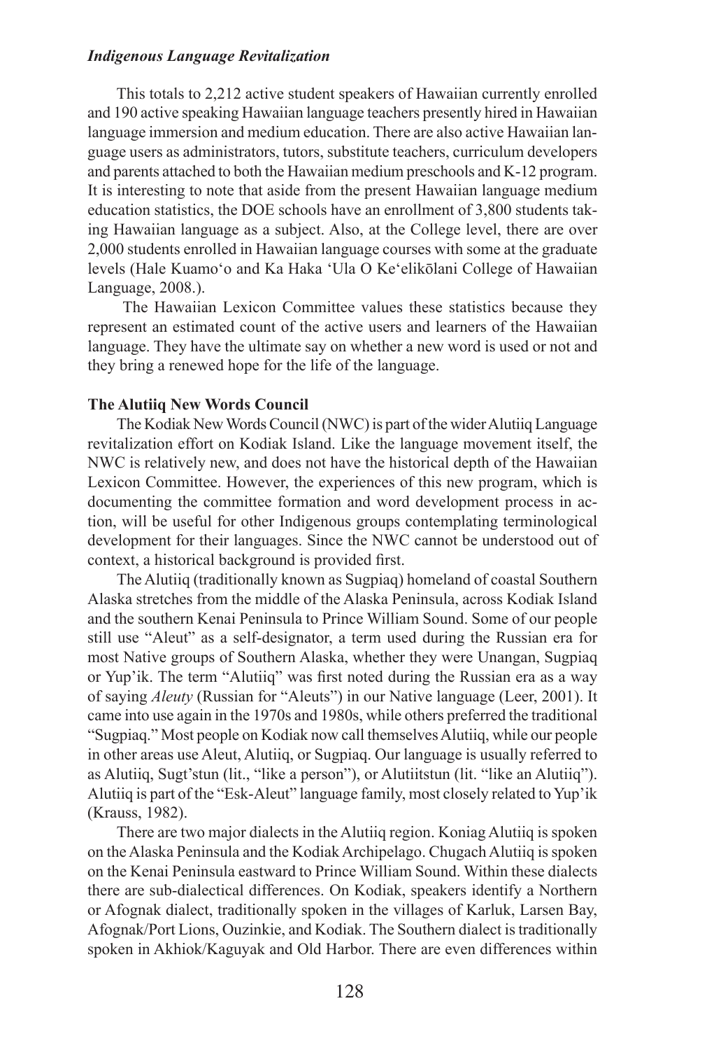This totals to 2,212 active student speakers of Hawaiian currently enrolled and 190 active speaking Hawaiian language teachers presently hired in Hawaiian language immersion and medium education. There are also active Hawaiian language users as administrators, tutors, substitute teachers, curriculum developers and parents attached to both the Hawaiian medium preschools and K-12 program. It is interesting to note that aside from the present Hawaiian language medium education statistics, the DOE schools have an enrollment of 3,800 students taking Hawaiian language as a subject. Also, at the College level, there are over 2,000 students enrolled in Hawaiian language courses with some at the graduate levels (Hale Kuamoʻo and Ka Haka ʻUla O Keʻelikōlani College of Hawaiian Language, 2008.).

The Hawaiian Lexicon Committee values these statistics because they represent an estimated count of the active users and learners of the Hawaiian language. They have the ultimate say on whether a new word is used or not and they bring a renewed hope for the life of the language.

**The Alutiiq New Words Council**

The Kodiak New Words Council (NWC) is part of the wider Alutiiq Language revitalization effort on Kodiak Island. Like the language movement itself, the NWC is relatively new, and does not have the historical depth of the Hawaiian Lexicon Committee. However, the experiences of this new program, which is documenting the committee formation and word development process in action, will be useful for other Indigenous groups contemplating terminological development for their languages. Since the NWC cannot be understood out of context, a historical background is provided first.

The Alutiiq (traditionally known as Sugpiaq) homeland of coastal Southern Alaska stretches from the middle of the Alaska Peninsula, across Kodiak Island and the southern Kenai Peninsula to Prince William Sound. Some of our people still use "Aleut" as a self-designator, a term used during the Russian era for most Native groups of Southern Alaska, whether they were Unangan, Sugpiaq or Yup'ik. The term "Alutiiq" was first noted during the Russian era as a way of saying *Aleuty* (Russian for "Aleuts") in our Native language (Leer, 2001). It came into use again in the 1970s and 1980s, while others preferred the traditional "Sugpiaq." Most people on Kodiak now call themselves Alutiiq, while our people in other areas use Aleut, Alutiiq, or Sugpiaq. Our language is usually referred to as Alutiiq, Sugt'stun (lit., "like a person"), or Alutiitstun (lit. "like an Alutiiq"). Alutiiq is part of the "Esk-Aleut" language family, most closely related to Yup'ik (Krauss, 1982).

There are two major dialects in the Alutiiq region. Koniag Alutiiq is spoken on the Alaska Peninsula and the Kodiak Archipelago. Chugach Alutiiq is spoken on the Kenai Peninsula eastward to Prince William Sound. Within these dialects there are sub-dialectical differences. On Kodiak, speakers identify a Northern or Afognak dialect, traditionally spoken in the villages of Karluk, Larsen Bay, Afognak/Port Lions, Ouzinkie, and Kodiak. The Southern dialect is traditionally spoken in Akhiok/Kaguyak and Old Harbor. There are even differences within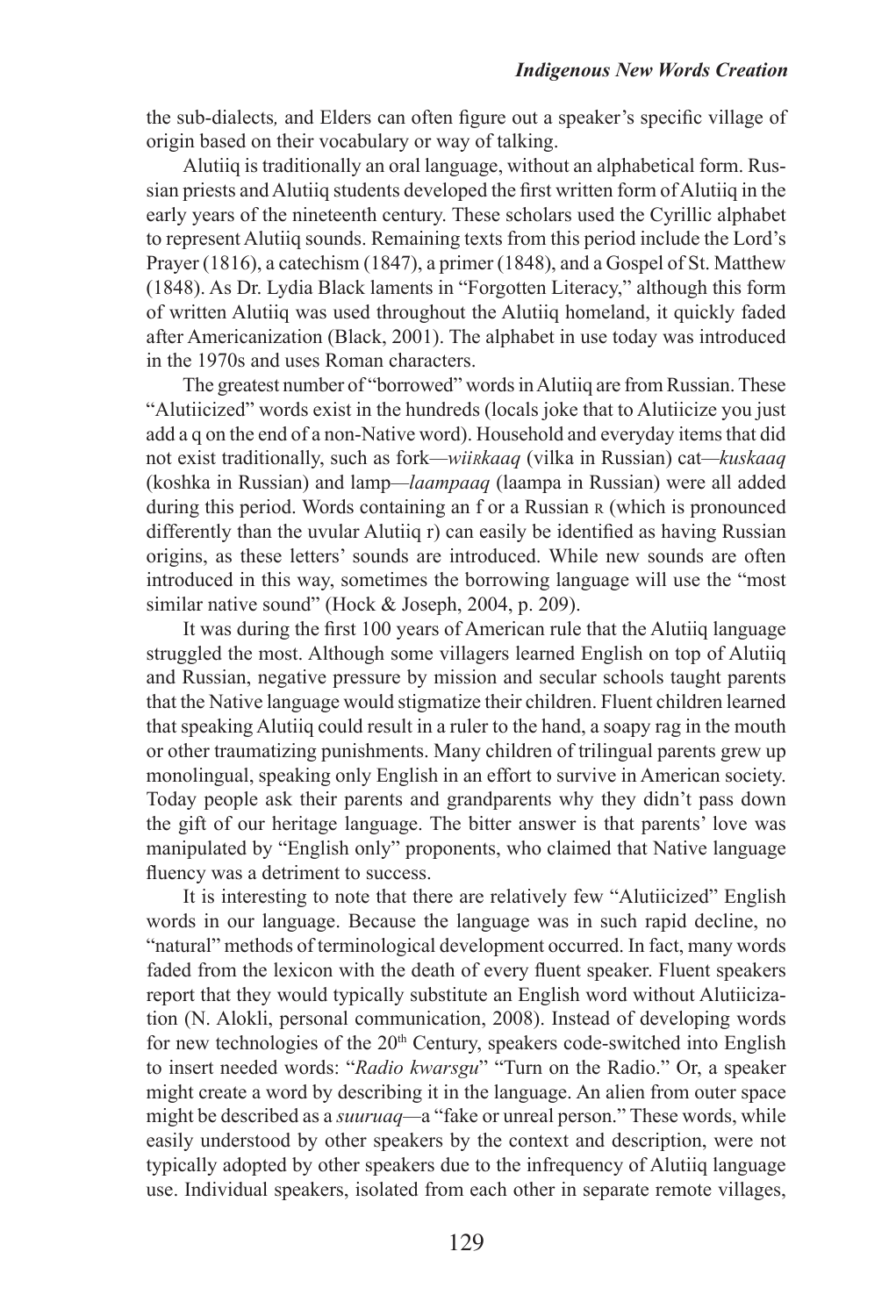the sub-dialects*,* and Elders can often figure out a speaker's specific village of origin based on their vocabulary or way of talking.

Alutiiq is traditionally an oral language, without an alphabetical form. Russian priests and Alutiiq students developed the first written form of Alutiiq in the early years of the nineteenth century. These scholars used the Cyrillic alphabet to represent Alutiiq sounds. Remaining texts from this period include the Lord's Prayer (1816), a catechism (1847), a primer (1848), and a Gospel of St. Matthew (1848). As Dr. Lydia Black laments in "Forgotten Literacy," although this form of written Alutiiq was used throughout the Alutiiq homeland, it quickly faded after Americanization (Black, 2001). The alphabet in use today was introduced in the 1970s and uses Roman characters.

The greatest number of "borrowed" words in Alutiiq are from Russian. These "Alutiicized" words exist in the hundreds (locals joke that to Alutiicize you just add a q on the end of a non-Native word). Household and everyday items that did not exist traditionally, such as fork—*wiiʀkaaq* (vilka in Russian) cat—*kuskaaq* (koshka in Russian) and lamp—*laampaaq* (laampa in Russian) were all added during this period. Words containing an f or a Russian ʀ (which is pronounced differently than the uvular Alutiiq r) can easily be identified as having Russian origins, as these letters' sounds are introduced. While new sounds are often introduced in this way, sometimes the borrowing language will use the "most similar native sound" (Hock & Joseph, 2004, p. 209).

It was during the first 100 years of American rule that the Alutiiq language struggled the most. Although some villagers learned English on top of Alutiiq and Russian, negative pressure by mission and secular schools taught parents that the Native language would stigmatize their children. Fluent children learned that speaking Alutiiq could result in a ruler to the hand, a soapy rag in the mouth or other traumatizing punishments. Many children of trilingual parents grew up monolingual, speaking only English in an effort to survive in American society. Today people ask their parents and grandparents why they didn't pass down the gift of our heritage language. The bitter answer is that parents' love was manipulated by "English only" proponents, who claimed that Native language fluency was a detriment to success.

It is interesting to note that there are relatively few "Alutiicized" English words in our language. Because the language was in such rapid decline, no "natural" methods of terminological development occurred. In fact, many words faded from the lexicon with the death of every fluent speaker. Fluent speakers report that they would typically substitute an English word without Alutiicization (N. Alokli, personal communication, 2008). Instead of developing words for new technologies of the 20th Century, speakers code-switched into English to insert needed words: "*Radio kwarsgu*" "Turn on the Radio." Or, a speaker might create a word by describing it in the language. An alien from outer space might be described as a *suuruaq*—a "fake or unreal person." These words, while easily understood by other speakers by the context and description, were not typically adopted by other speakers due to the infrequency of Alutiiq language use. Individual speakers, isolated from each other in separate remote villages,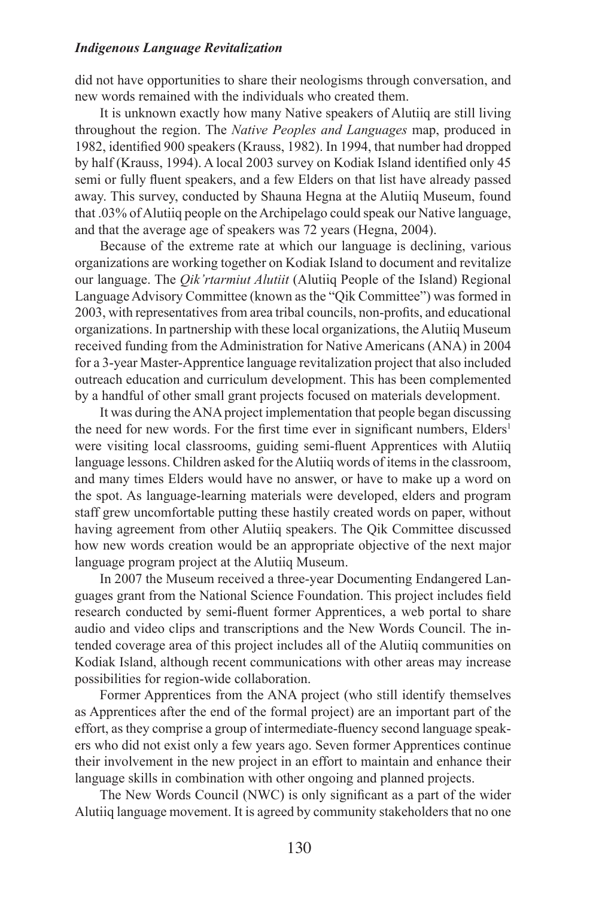did not have opportunities to share their neologisms through conversation, and new words remained with the individuals who created them.

It is unknown exactly how many Native speakers of Alutiiq are still living throughout the region. The *Native Peoples and Languages* map, produced in 1982, identified 900 speakers (Krauss, 1982). In 1994, that number had dropped by half (Krauss, 1994). A local 2003 survey on Kodiak Island identified only 45 semi or fully fluent speakers, and a few Elders on that list have already passed away. This survey, conducted by Shauna Hegna at the Alutiiq Museum, found that .03% of Alutiiq people on the Archipelago could speak our Native language, and that the average age of speakers was 72 years (Hegna, 2004).

Because of the extreme rate at which our language is declining, various organizations are working together on Kodiak Island to document and revitalize our language. The *Qik'rtarmiut Alutiit* (Alutiiq People of the Island) Regional Language Advisory Committee (known as the "Qik Committee") was formed in 2003, with representatives from area tribal councils, non-profits, and educational organizations. In partnership with these local organizations, the Alutiiq Museum received funding from the Administration for Native Americans (ANA) in 2004 for a 3-year Master-Apprentice language revitalization project that also included outreach education and curriculum development. This has been complemented by a handful of other small grant projects focused on materials development.

It was during the ANA project implementation that people began discussing the need for new words. For the first time ever in significant numbers, Elders[1] were visiting local classrooms, guiding semi-fluent Apprentices with Alutiiq language lessons. Children asked for the Alutiiq words of items in the classroom, and many times Elders would have no answer, or have to make up a word on the spot. As language-learning materials were developed, elders and program staff grew uncomfortable putting these hastily created words on paper, without having agreement from other Alutiiq speakers. The Qik Committee discussed how new words creation would be an appropriate objective of the next major language program project at the Alutiiq Museum.

In 2007 the Museum received a three-year Documenting Endangered Languages grant from the National Science Foundation. This project includes field research conducted by semi-fluent former Apprentices, a web portal to share audio and video clips and transcriptions and the New Words Council. The intended coverage area of this project includes all of the Alutiiq communities on Kodiak Island, although recent communications with other areas may increase possibilities for region-wide collaboration.

Former Apprentices from the ANA project (who still identify themselves as Apprentices after the end of the formal project) are an important part of the effort, as they comprise a group of intermediate-fluency second language speakers who did not exist only a few years ago. Seven former Apprentices continue their involvement in the new project in an effort to maintain and enhance their language skills in combination with other ongoing and planned projects.

The New Words Council (NWC) is only significant as a part of the wider Alutiiq language movement. It is agreed by community stakeholders that no one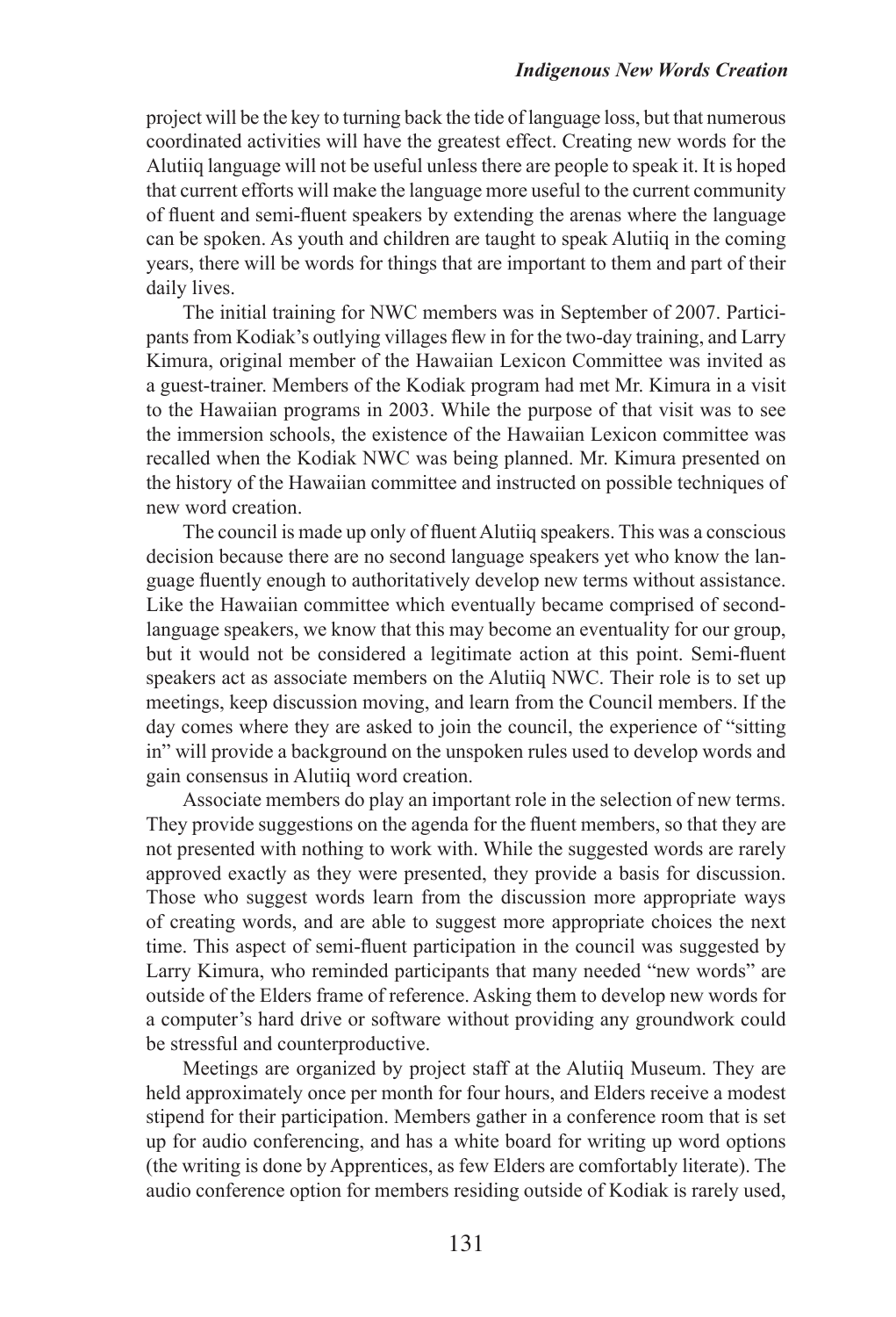project will be the key to turning back the tide of language loss, but that numerous coordinated activities will have the greatest effect. Creating new words for the Alutiiq language will not be useful unless there are people to speak it. It is hoped that current efforts will make the language more useful to the current community of fluent and semi-fluent speakers by extending the arenas where the language can be spoken. As youth and children are taught to speak Alutiiq in the coming years, there will be words for things that are important to them and part of their daily lives.

The initial training for NWC members was in September of 2007. Participants from Kodiak's outlying villages flew in for the two-day training, and Larry Kimura, original member of the Hawaiian Lexicon Committee was invited as a guest-trainer. Members of the Kodiak program had met Mr. Kimura in a visit to the Hawaiian programs in 2003. While the purpose of that visit was to see the immersion schools, the existence of the Hawaiian Lexicon committee was recalled when the Kodiak NWC was being planned. Mr. Kimura presented on the history of the Hawaiian committee and instructed on possible techniques of new word creation.

The council is made up only of fluent Alutiiq speakers. This was a conscious decision because there are no second language speakers yet who know the language fluently enough to authoritatively develop new terms without assistance. Like the Hawaiian committee which eventually became comprised of second-language speakers, we know that this may become an eventuality for our group, but it would not be considered a legitimate action at this point. Semi-fluent speakers act as associate members on the Alutiiq NWC. Their role is to set up meetings, keep discussion moving, and learn from the Council members. If the day comes where they are asked to join the council, the experience of "sitting in" will provide a background on the unspoken rules used to develop words and gain consensus in Alutiiq word creation.

Associate members do play an important role in the selection of new terms. They provide suggestions on the agenda for the fluent members, so that they are not presented with nothing to work with. While the suggested words are rarely approved exactly as they were presented, they provide a basis for discussion. Those who suggest words learn from the discussion more appropriate ways of creating words, and are able to suggest more appropriate choices the next time. This aspect of semi-fluent participation in the council was suggested by Larry Kimura, who reminded participants that many needed "new words" are outside of the Elders frame of reference. Asking them to develop new words for a computer's hard drive or software without providing any groundwork could be stressful and counterproductive.

Meetings are organized by project staff at the Alutiiq Museum. They are held approximately once per month for four hours, and Elders receive a modest stipend for their participation. Members gather in a conference room that is set up for audio conferencing, and has a white board for writing up word options (the writing is done by Apprentices, as few Elders are comfortably literate). The audio conference option for members residing outside of Kodiak is rarely used,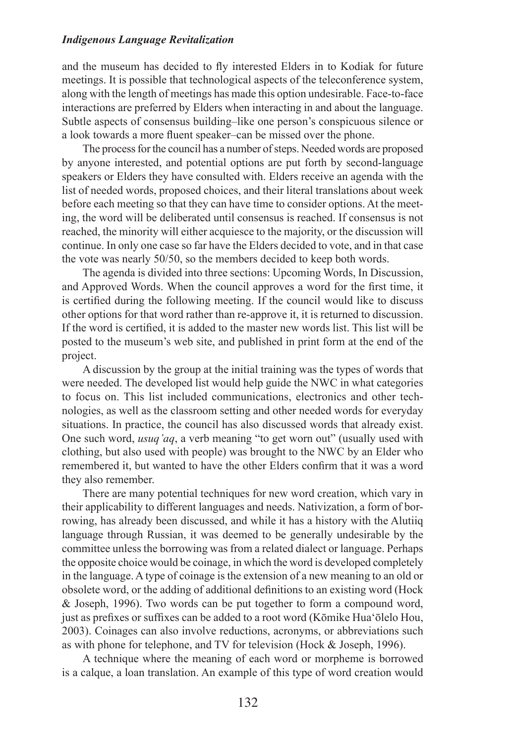and the museum has decided to fly interested Elders in to Kodiak for future meetings. It is possible that technological aspects of the teleconference system, along with the length of meetings has made this option undesirable. Face-to-face interactions are preferred by Elders when interacting in and about the language. Subtle aspects of consensus building–like one person's conspicuous silence or a look towards a more fluent speaker–can be missed over the phone.

The process for the council has a number of steps. Needed words are proposed by anyone interested, and potential options are put forth by second-language speakers or Elders they have consulted with. Elders receive an agenda with the list of needed words, proposed choices, and their literal translations about week before each meeting so that they can have time to consider options. At the meeting, the word will be deliberated until consensus is reached. If consensus is not reached, the minority will either acquiesce to the majority, or the discussion will continue. In only one case so far have the Elders decided to vote, and in that case the vote was nearly 50/50, so the members decided to keep both words.

The agenda is divided into three sections: Upcoming Words, In Discussion, and Approved Words. When the council approves a word for the first time, it is certified during the following meeting. If the council would like to discuss other options for that word rather than re-approve it, it is returned to discussion. If the word is certified, it is added to the master new words list. This list will be posted to the museum's web site, and published in print form at the end of the project.

A discussion by the group at the initial training was the types of words that were needed. The developed list would help guide the NWC in what categories to focus on. This list included communications, electronics and other technologies, as well as the classroom setting and other needed words for everyday situations. In practice, the council has also discussed words that already exist. One such word, *usuq'aq*, a verb meaning "to get worn out" (usually used with clothing, but also used with people) was brought to the NWC by an Elder who remembered it, but wanted to have the other Elders confirm that it was a word they also remember.

There are many potential techniques for new word creation, which vary in their applicability to different languages and needs. Nativization, a form of borrowing, has already been discussed, and while it has a history with the Alutiiq language through Russian, it was deemed to be generally undesirable by the committee unless the borrowing was from a related dialect or language. Perhaps the opposite choice would be coinage, in which the word is developed completely in the language. A type of coinage is the extension of a new meaning to an old or obsolete word, or the adding of additional definitions to an existing word (Hock & Joseph, 1996). Two words can be put together to form a compound word, just as prefixes or suffixes can be added to a root word (Kōmike Hua'ōlelo Hou, 2003). Coinages can also involve reductions, acronyms, or abbreviations such as with phone for telephone, and TV for television (Hock & Joseph, 1996).

A technique where the meaning of each word or morpheme is borrowed is a calque, a loan translation. An example of this type of word creation would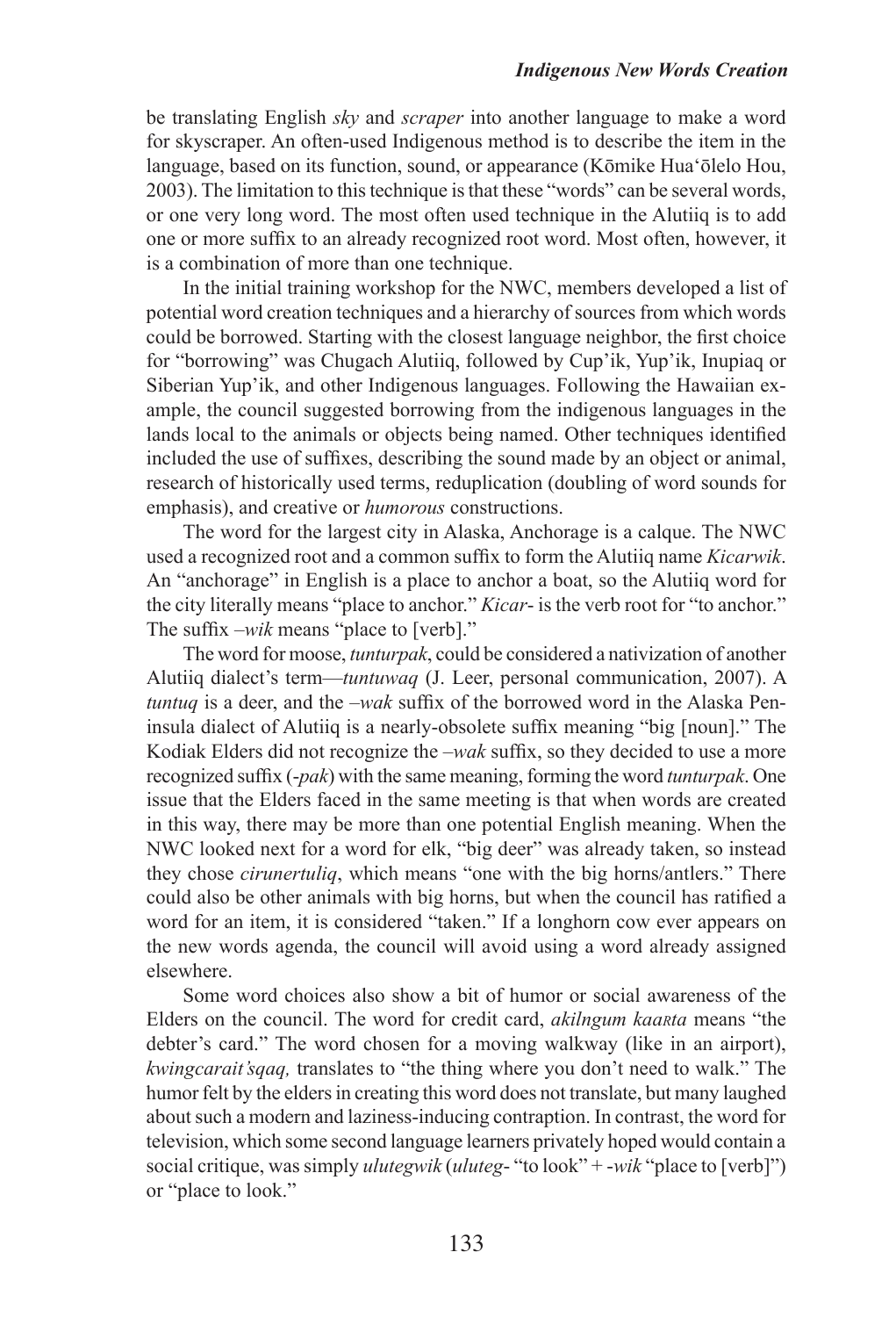be translating English *sky* and *scraper* into another language to make a word for skyscraper. An often-used Indigenous method is to describe the item in the language, based on its function, sound, or appearance (Kōmike Hua'ōlelo Hou, 2003). The limitation to this technique is that these "words" can be several words, or one very long word. The most often used technique in the Alutiiq is to add one or more suffix to an already recognized root word. Most often, however, it is a combination of more than one technique.

In the initial training workshop for the NWC, members developed a list of potential word creation techniques and a hierarchy of sources from which words could be borrowed. Starting with the closest language neighbor, the first choice for "borrowing" was Chugach Alutiiq, followed by Cup'ik, Yup'ik, Inupiaq or Siberian Yup'ik, and other Indigenous languages. Following the Hawaiian example, the council suggested borrowing from the indigenous languages in the lands local to the animals or objects being named. Other techniques identified included the use of suffixes, describing the sound made by an object or animal, research of historically used terms, reduplication (doubling of word sounds for emphasis), and creative or *humorous* constructions.

The word for the largest city in Alaska, Anchorage is a calque. The NWC used a recognized root and a common suffix to form the Alutiiq name *Kicarwik*. An "anchorage" in English is a place to anchor a boat, so the Alutiiq word for the city literally means "place to anchor." *Kicar-* is the verb root for "to anchor." The suffix *–wik* means "place to [verb]."

The word for moose, *tunturpak*, could be considered a nativization of another Alutiiq dialect's term—*tuntuwaq* (J. Leer, personal communication, 2007). A *tuntuq* is a deer, and the *–wak* suffix of the borrowed word in the Alaska Peninsula dialect of Alutiiq is a nearly-obsolete suffix meaning "big [noun]." The Kodiak Elders did not recognize the *–wak* suffix, so they decided to use a more recognized suffix (*-pak*) with the same meaning, forming the word *tunturpak*. One issue that the Elders faced in the same meeting is that when words are created in this way, there may be more than one potential English meaning. When the NWC looked next for a word for elk, "big deer" was already taken, so instead they chose *cirunertuliq*, which means "one with the big horns/antlers." There could also be other animals with big horns, but when the council has ratified a word for an item, it is considered "taken." If a longhorn cow ever appears on the new words agenda, the council will avoid using a word already assigned elsewhere.

Some word choices also show a bit of humor or social awareness of the Elders on the council. The word for credit card, *akilngum kaaʀta* means "the debter's card." The word chosen for a moving walkway (like in an airport), *kwingcarait'sqaq,* translates to "the thing where you don't need to walk." The humor felt by the elders in creating this word does not translate, but many laughed about such a modern and laziness-inducing contraption. In contrast, the word for television, which some second language learners privately hoped would contain a social critique, was simply *ulutegwik* (*uluteg-* "to look" + *-wik* "place to [verb]") or "place to look."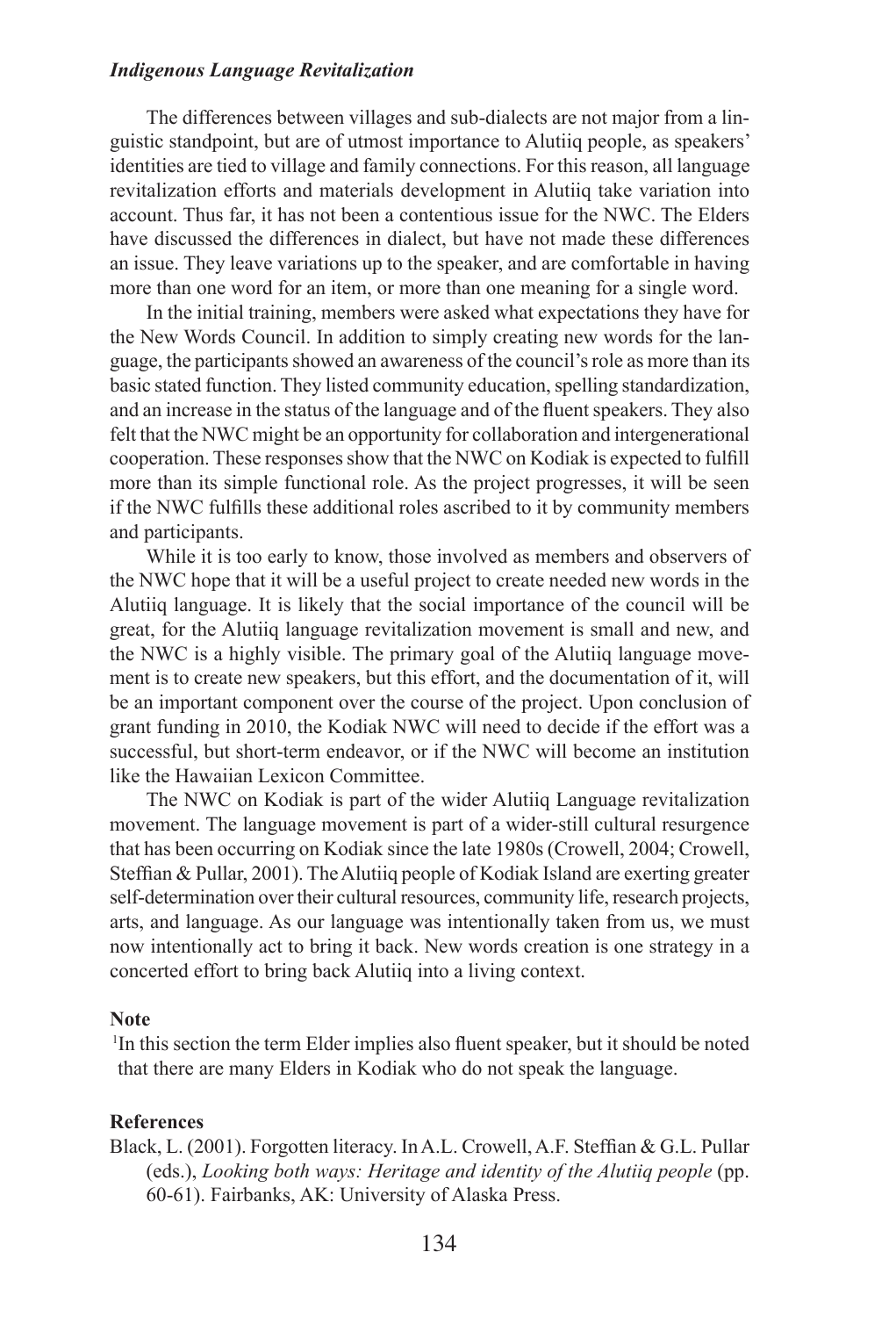The differences between villages and sub-dialects are not major from a linguistic standpoint, but are of utmost importance to Alutiiq people, as speakers' identities are tied to village and family connections. For this reason, all language revitalization efforts and materials development in Alutiiq take variation into account. Thus far, it has not been a contentious issue for the NWC. The Elders have discussed the differences in dialect, but have not made these differences an issue. They leave variations up to the speaker, and are comfortable in having more than one word for an item, or more than one meaning for a single word.

In the initial training, members were asked what expectations they have for the New Words Council. In addition to simply creating new words for the language, the participants showed an awareness of the council's role as more than its basic stated function. They listed community education, spelling standardization, and an increase in the status of the language and of the fluent speakers. They also felt that the NWC might be an opportunity for collaboration and intergenerational cooperation. These responses show that the NWC on Kodiak is expected to fulfill more than its simple functional role. As the project progresses, it will be seen if the NWC fulfills these additional roles ascribed to it by community members and participants.

While it is too early to know, those involved as members and observers of the NWC hope that it will be a useful project to create needed new words in the Alutiiq language. It is likely that the social importance of the council will be great, for the Alutiiq language revitalization movement is small and new, and the NWC is a highly visible. The primary goal of the Alutiiq language movement is to create new speakers, but this effort, and the documentation of it, will be an important component over the course of the project. Upon conclusion of grant funding in 2010, the Kodiak NWC will need to decide if the effort was a successful, but short-term endeavor, or if the NWC will become an institution like the Hawaiian Lexicon Committee.

The NWC on Kodiak is part of the wider Alutiiq Language revitalization movement. The language movement is part of a wider-still cultural resurgence that has been occurring on Kodiak since the late 1980s (Crowell, 2004; Crowell, Steffian & Pullar, 2001). The Alutiiq people of Kodiak Island are exerting greater self-determination over their cultural resources, community life, research projects, arts, and language. As our language was intentionally taken from us, we must now intentionally act to bring it back. New words creation is one strategy in a concerted effort to bring back Alutiiq into a living context.

**Note**

[1]In this section the term Elder implies also fluent speaker, but it should be noted that there are many Elders in Kodiak who do not speak the language.

**References**

Black, L. (2001). Forgotten literacy. In A.L. Crowell, A.F. Steffian & G.L. Pullar (eds.), *Looking both ways: Heritage and identity of the Alutiiq people* (pp. 60-61). Fairbanks, AK: University of Alaska Press.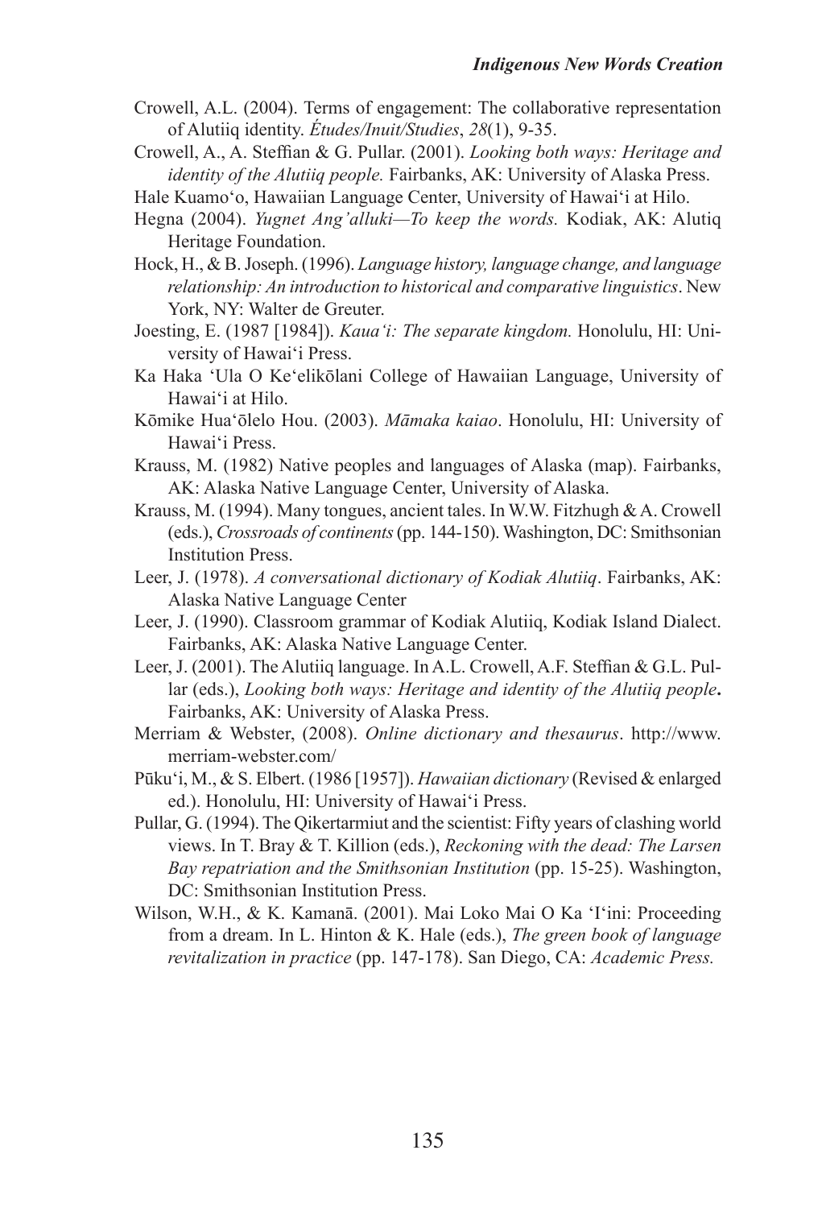Crowell, A.L. (2004). Terms of engagement: The collaborative representation of Alutiiq identity. *Études/Inuit/Studies*, *28*(1), 9-35.

Crowell, A., A. Steffian & G. Pullar. (2001). *Looking both ways: Heritage and identity of the Alutiiq people.* Fairbanks, AK: University of Alaska Press.

Hale Kuamoʻo, Hawaiian Language Center, University of Hawaiʻi at Hilo.

Hegna (2004). *Yugnet Ang'alluki—To keep the words.* Kodiak, AK: Alutiq Heritage Foundation.

Hock, H., & B. Joseph. (1996). *Language history, language change, and language relationship: An introduction to historical and comparative linguistics*. New York, NY: Walter de Greuter.

Joesting, E. (1987 [1984]). *Kauaʻi: The separate kingdom.* Honolulu, HI: University of Hawaiʻi Press.

Ka Haka ʻUla O Keʻelikōlani College of Hawaiian Language, University of Hawaiʻi at Hilo.

Kōmike Huaʻōlelo Hou. (2003). *Māmaka kaiao*. Honolulu, HI: University of Hawaiʻi Press.

Krauss, M. (1982) Native peoples and languages of Alaska (map). Fairbanks, AK: Alaska Native Language Center, University of Alaska.

Krauss, M. (1994). Many tongues, ancient tales. In W.W. Fitzhugh & A. Crowell (eds.), *Crossroads of continents* (pp. 144-150). Washington, DC: Smithsonian Institution Press.

Leer, J. (1978). *A conversational dictionary of Kodiak Alutiiq*. Fairbanks, AK: Alaska Native Language Center

Leer, J. (1990). Classroom grammar of Kodiak Alutiiq, Kodiak Island Dialect. Fairbanks, AK: Alaska Native Language Center.

Leer, J. (2001). The Alutiiq language. In A.L. Crowell, A.F. Steffian & G.L. Pullar (eds.), *Looking both ways: Heritage and identity of the Alutiiq people***.** Fairbanks, AK: University of Alaska Press.

Merriam & Webster, (2008). *Online dictionary and thesaurus*. http://www.merriam-webster.com/

Pūkuʻi, M., & S. Elbert. (1986 [1957]). *Hawaiian dictionary* (Revised & enlarged ed.). Honolulu, HI: University of Hawaiʻi Press.

Pullar, G. (1994). The Qikertarmiut and the scientist: Fifty years of clashing world views. In T. Bray & T. Killion (eds.), *Reckoning with the dead: The Larsen Bay repatriation and the Smithsonian Institution* (pp. 15-25). Washington, DC: Smithsonian Institution Press.

Wilson, W.H., & K. Kamanā. (2001). Mai Loko Mai O Ka ʻIʻini: Proceeding from a dream. In L. Hinton & K. Hale (eds.), *The green book of language revitalization in practice* (pp. 147-178). San Diego, CA: *Academic Press.*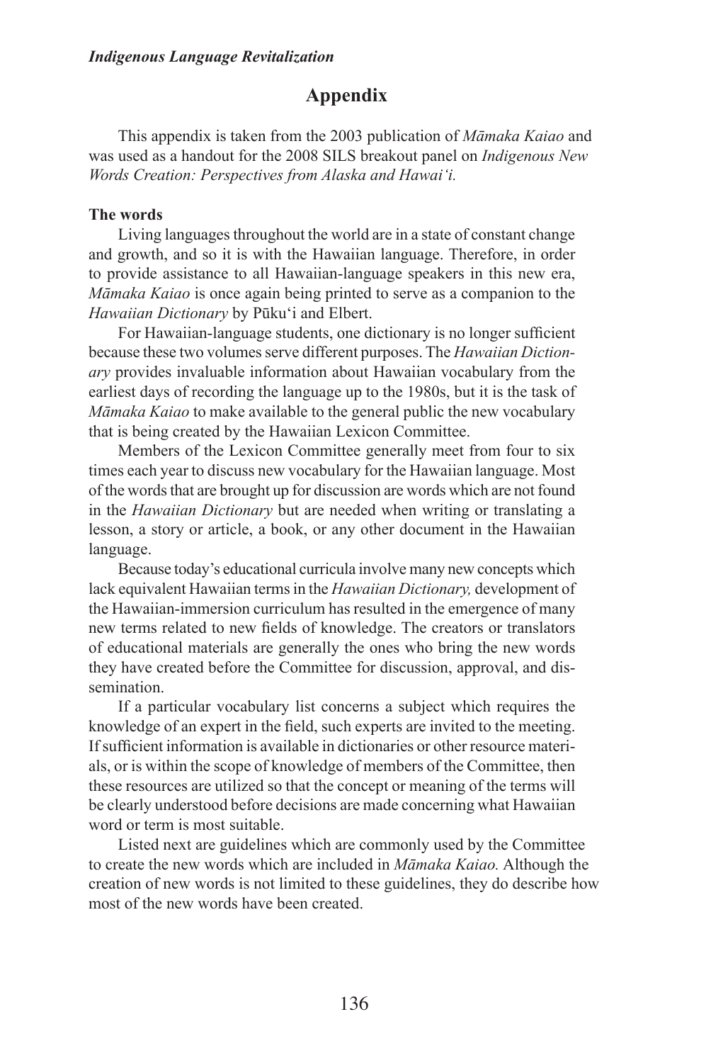## Appendix

This appendix is taken from the 2003 publication of *Māmaka Kaiao* and was used as a handout for the 2008 SILS breakout panel on *Indigenous New Words Creation: Perspectives from Alaska and Hawai'i.*

**The words**

Living languages throughout the world are in a state of constant change and growth, and so it is with the Hawaiian language. Therefore, in order to provide assistance to all Hawaiian-language speakers in this new era, *Māmaka Kaiao* is once again being printed to serve as a companion to the *Hawaiian Dictionary* by Pūku'i and Elbert.

For Hawaiian-language students, one dictionary is no longer sufficient because these two volumes serve different purposes. The *Hawaiian Dictionary* provides invaluable information about Hawaiian vocabulary from the earliest days of recording the language up to the 1980s, but it is the task of *Māmaka Kaiao* to make available to the general public the new vocabulary that is being created by the Hawaiian Lexicon Committee.

Members of the Lexicon Committee generally meet from four to six times each year to discuss new vocabulary for the Hawaiian language. Most of the words that are brought up for discussion are words which are not found in the *Hawaiian Dictionary* but are needed when writing or translating a lesson, a story or article, a book, or any other document in the Hawaiian language.

Because today's educational curricula involve many new concepts which lack equivalent Hawaiian terms in the *Hawaiian Dictionary,* development of the Hawaiian-immersion curriculum has resulted in the emergence of many new terms related to new fields of knowledge. The creators or translators of educational materials are generally the ones who bring the new words they have created before the Committee for discussion, approval, and dissemination.

If a particular vocabulary list concerns a subject which requires the knowledge of an expert in the field, such experts are invited to the meeting. If sufficient information is available in dictionaries or other resource materials, or is within the scope of knowledge of members of the Committee, then these resources are utilized so that the concept or meaning of the terms will be clearly understood before decisions are made concerning what Hawaiian word or term is most suitable.

Listed next are guidelines which are commonly used by the Committee to create the new words which are included in *Māmaka Kaiao.* Although the creation of new words is not limited to these guidelines, they do describe how most of the new words have been created.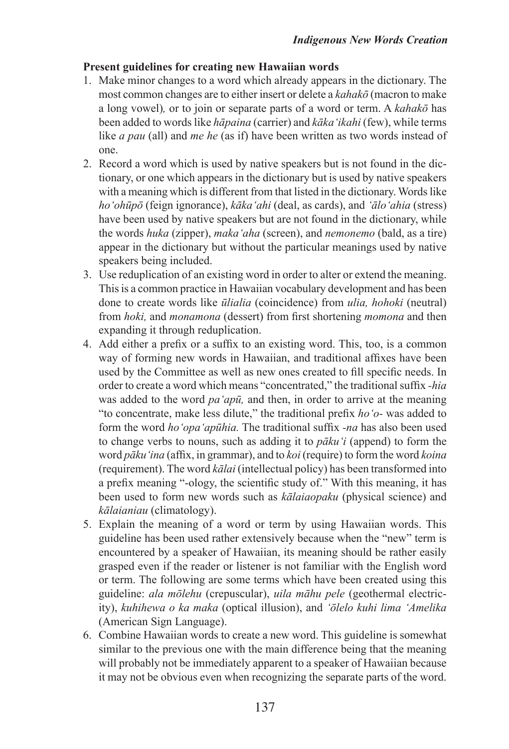**Present guidelines for creating new Hawaiian words**

1. Make minor changes to a word which already appears in the dictionary. The most common changes are to either insert or delete a *kahakō* (macron to make a long vowel), or to join or separate parts of a word or term. A *kahakō* has been added to words like *hāpaina* (carrier) and *kāka'ikahi* (few), while terms like *a pau* (all) and *me he* (as if) have been written as two words instead of one.
2. Record a word which is used by native speakers but is not found in the dictionary, or one which appears in the dictionary but is used by native speakers with a meaning which is different from that listed in the dictionary. Words like *ho'ohūpō* (feign ignorance), *kāka'ahi* (deal, as cards), and *'ālo'ahia* (stress) have been used by native speakers but are not found in the dictionary, while the words *huka* (zipper), *maka'aha* (screen), and *nemonemo* (bald, as a tire) appear in the dictionary but without the particular meanings used by native speakers being included.
3. Use reduplication of an existing word in order to alter or extend the meaning. This is a common practice in Hawaiian vocabulary development and has been done to create words like *ūlialia* (coincidence) from *ulia, hohoki* (neutral) from *hoki,* and *monamona* (dessert) from first shortening *momona* and then expanding it through reduplication.
4. Add either a prefix or a suffix to an existing word. This, too, is a common way of forming new words in Hawaiian, and traditional affixes have been used by the Committee as well as new ones created to fill specific needs. In order to create a word which means "concentrated," the traditional suffix *-hia* was added to the word *pa'apū,* and then, in order to arrive at the meaning "to concentrate, make less dilute," the traditional prefix *ho'o-* was added to form the word *ho'opa'apūhia.* The traditional suffix *-na* has also been used to change verbs to nouns, such as adding it to *pāku'i* (append) to form the word *pāku'ina* (affix, in grammar), and to *koi* (require) to form the word *koina* (requirement). The word *kālai* (intellectual policy) has been transformed into a prefix meaning "-ology, the scientific study of." With this meaning, it has been used to form new words such as *kālaiaopaku* (physical science) and *kālaianiau* (climatology).
5. Explain the meaning of a word or term by using Hawaiian words. This guideline has been used rather extensively because when the "new" term is encountered by a speaker of Hawaiian, its meaning should be rather easily grasped even if the reader or listener is not familiar with the English word or term. The following are some terms which have been created using this guideline: *ala mōlehu* (crepuscular), *uila māhu pele* (geothermal electricity), *kuhihewa o ka maka* (optical illusion), and *'ōlelo kuhi lima 'Amelika* (American Sign Language).
6. Combine Hawaiian words to create a new word. This guideline is somewhat similar to the previous one with the main difference being that the meaning will probably not be immediately apparent to a speaker of Hawaiian because it may not be obvious even when recognizing the separate parts of the word.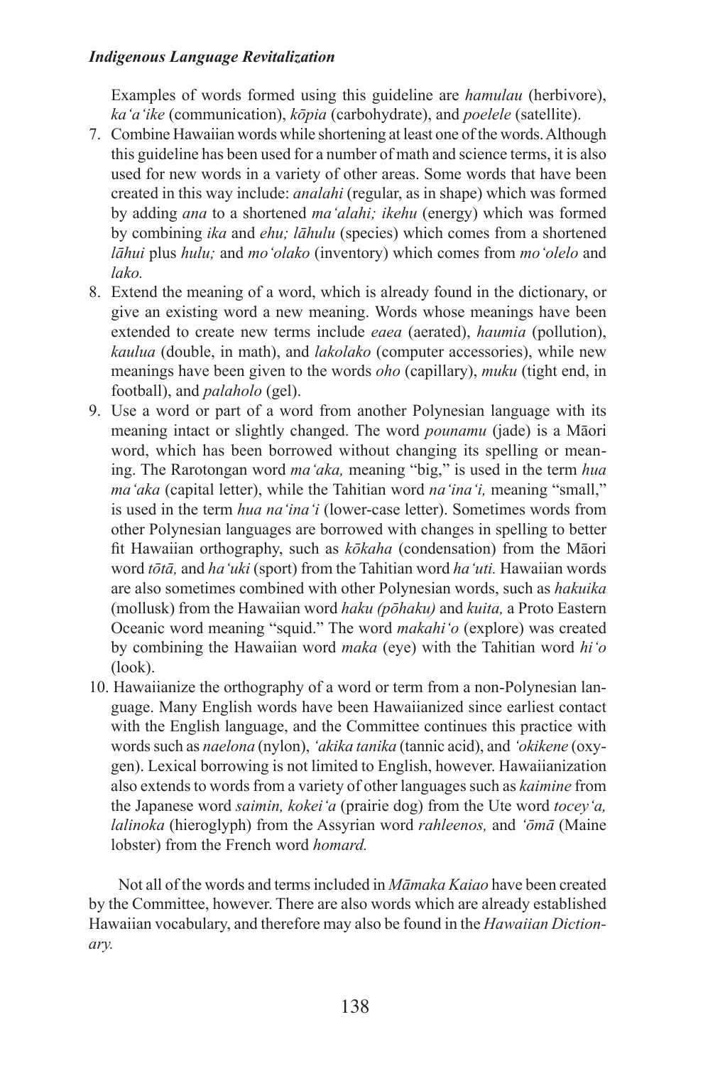Examples of words formed using this guideline are *hamulau* (herbivore), *ka'a'ike* (communication), *kōpia* (carbohydrate), and *poelele* (satellite).

7. Combine Hawaiian words while shortening at least one of the words. Although this guideline has been used for a number of math and science terms, it is also used for new words in a variety of other areas. Some words that have been created in this way include: *analahi* (regular, as in shape) which was formed by adding *ana* to a shortened *ma'alahi; ikehu* (energy) which was formed by combining *ika* and *ehu; lāhulu* (species) which comes from a shortened *lāhui* plus *hulu;* and *mo'olako* (inventory) which comes from *mo'olelo* and *lako.*
8. Extend the meaning of a word, which is already found in the dictionary, or give an existing word a new meaning. Words whose meanings have been extended to create new terms include *eaea* (aerated), *haumia* (pollution), *kaulua* (double, in math), and *lakolako* (computer accessories), while new meanings have been given to the words *oho* (capillary), *muku* (tight end, in football), and *palaholo* (gel).
9. Use a word or part of a word from another Polynesian language with its meaning intact or slightly changed. The word *pounamu* (jade) is a Māori word, which has been borrowed without changing its spelling or meaning. The Rarotongan word *ma'aka,* meaning "big," is used in the term *hua ma'aka* (capital letter), while the Tahitian word *na'ina'i,* meaning "small," is used in the term *hua na'ina'i* (lower-case letter). Sometimes words from other Polynesian languages are borrowed with changes in spelling to better fit Hawaiian orthography, such as *kōkaha* (condensation) from the Māori word *tōtā,* and *ha'uki* (sport) from the Tahitian word *ha'uti.* Hawaiian words are also sometimes combined with other Polynesian words, such as *hakuika* (mollusk) from the Hawaiian word *haku (pōhaku)* and *kuita,* a Proto Eastern Oceanic word meaning "squid." The word *makahi'o* (explore) was created by combining the Hawaiian word *maka* (eye) with the Tahitian word *hi'o* (look).
10. Hawaiianize the orthography of a word or term from a non-Polynesian language. Many English words have been Hawaiianized since earliest contact with the English language, and the Committee continues this practice with words such as *naelona* (nylon), *'akika tanika* (tannic acid), and *'okikene* (oxygen). Lexical borrowing is not limited to English, however. Hawaiianization also extends to words from a variety of other languages such as *kaimine* from the Japanese word *saimin, kokei'a* (prairie dog) from the Ute word *tocey'a, lalinoka* (hieroglyph) from the Assyrian word *rahleenos,* and *'ōmā* (Maine lobster) from the French word *homard.*

Not all of the words and terms included in *Māmaka Kaiao* have been created by the Committee, however. There are also words which are already established Hawaiian vocabulary, and therefore may also be found in the *Hawaiian Dictionary.*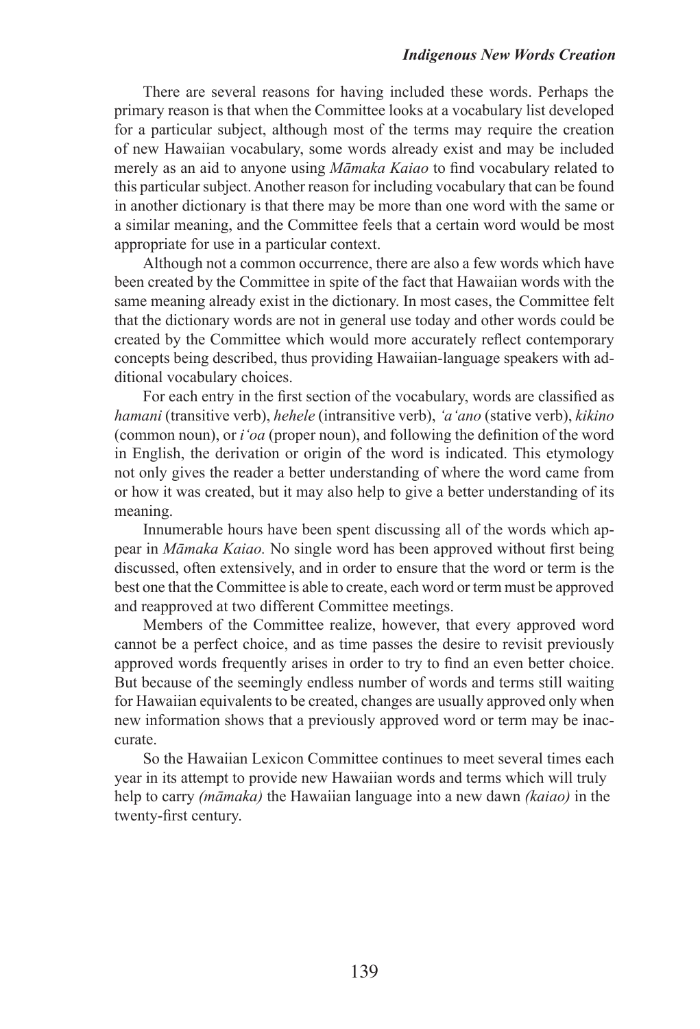There are several reasons for having included these words. Perhaps the primary reason is that when the Committee looks at a vocabulary list developed for a particular subject, although most of the terms may require the creation of new Hawaiian vocabulary, some words already exist and may be included merely as an aid to anyone using *Māmaka Kaiao* to find vocabulary related to this particular subject. Another reason for including vocabulary that can be found in another dictionary is that there may be more than one word with the same or a similar meaning, and the Committee feels that a certain word would be most appropriate for use in a particular context.

Although not a common occurrence, there are also a few words which have been created by the Committee in spite of the fact that Hawaiian words with the same meaning already exist in the dictionary. In most cases, the Committee felt that the dictionary words are not in general use today and other words could be created by the Committee which would more accurately reflect contemporary concepts being described, thus providing Hawaiian-language speakers with additional vocabulary choices.

For each entry in the first section of the vocabulary, words are classified as *hamani* (transitive verb), *hehele* (intransitive verb), *ʻaʻano* (stative verb), *kikino* (common noun), or *iʻoa* (proper noun), and following the definition of the word in English, the derivation or origin of the word is indicated. This etymology not only gives the reader a better understanding of where the word came from or how it was created, but it may also help to give a better understanding of its meaning.

Innumerable hours have been spent discussing all of the words which appear in *Māmaka Kaiao.* No single word has been approved without first being discussed, often extensively, and in order to ensure that the word or term is the best one that the Committee is able to create, each word or term must be approved and reapproved at two different Committee meetings.

Members of the Committee realize, however, that every approved word cannot be a perfect choice, and as time passes the desire to revisit previously approved words frequently arises in order to try to find an even better choice. But because of the seemingly endless number of words and terms still waiting for Hawaiian equivalents to be created, changes are usually approved only when new information shows that a previously approved word or term may be inaccurate.

So the Hawaiian Lexicon Committee continues to meet several times each year in its attempt to provide new Hawaiian words and terms which will truly help to carry *(māmaka)* the Hawaiian language into a new dawn *(kaiao)* in the twenty-first century.